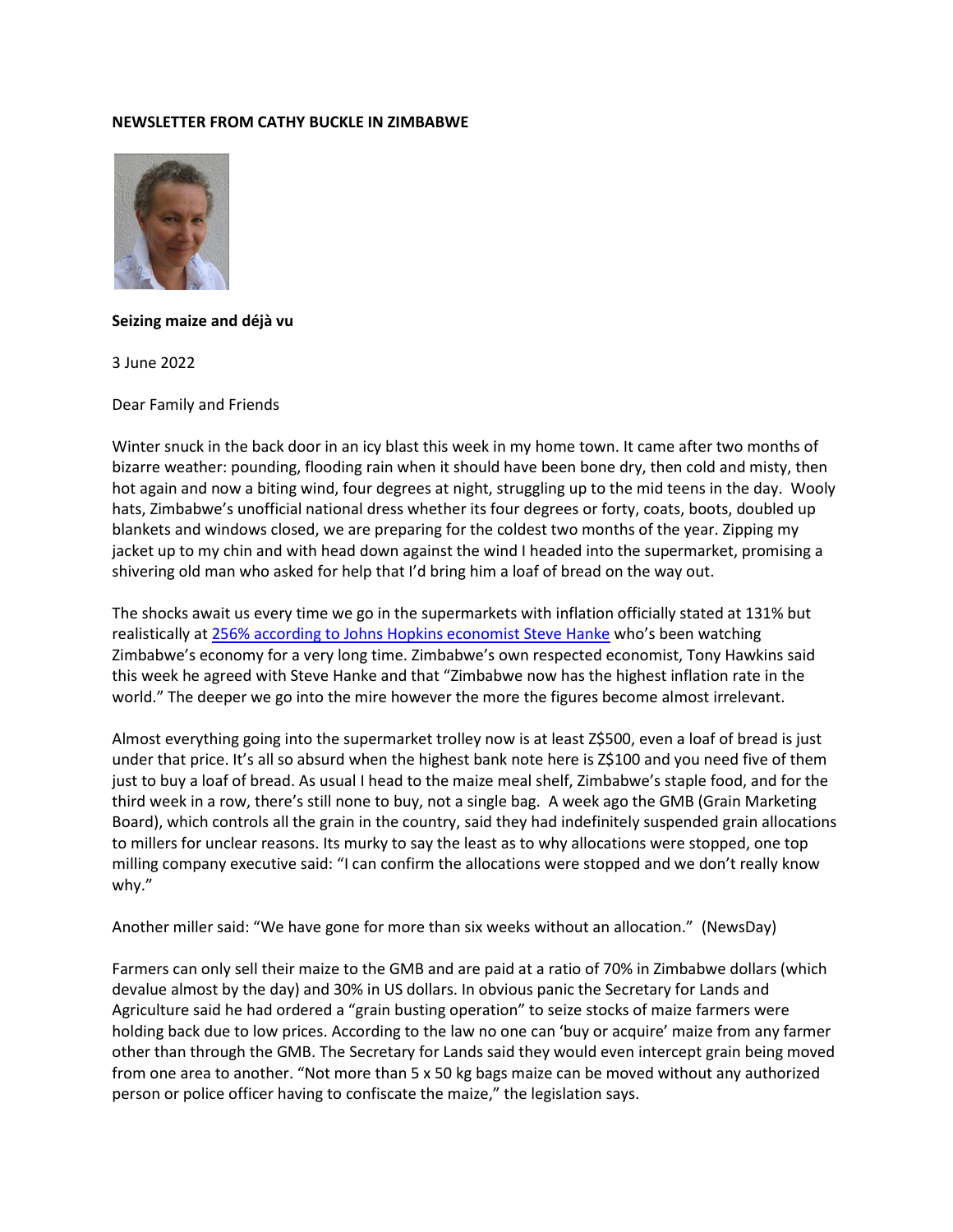**NEWSLETTER FROM CATHY BUCKLE IN ZIMBABWE**

**Seizing maize and déjà vu**

3 June 2022

Dear Family and Friends

Winter snuck in the back door in an icy blast this week in my home town. It came after two months of bizarre weather: pounding, flooding rain when it should have been bone dry, then cold and misty, then hot again and now a biting wind, four degrees at night, struggling up to the mid teens in the day. Wooly hats, Zimbabwe's unofficial national dress whether its four degrees or forty, coats, boots, doubled up blankets and windows closed, we are preparing for the coldest two months of the year. Zipping my jacket up to my chin and with head down against the wind I headed into the supermarket, promising a shivering old man who asked for help that I'd bring him a loaf of bread on the way out.

The shocks await us every time we go in the supermarkets with inflation officially stated at 131% but realistically at 256% according to Johns Hopkins economist Steve Hanke who's been watching Zimbabwe's economy for a very long time. Zimbabwe's own respected economist, Tony Hawkins said this week he agreed with Steve Hanke and that "Zimbabwe now has the highest inflation rate in the world." The deeper we go into the mire however the more the figures become almost irrelevant.

Almost everything going into the supermarket trolley now is at least Z$500, even a loaf of bread is just under that price. It's all so absurd when the highest bank note here is Z$100 and you need five of them just to buy a loaf of bread. As usual I head to the maize meal shelf, Zimbabwe's staple food, and for the third week in a row, there's still none to buy, not a single bag. A week ago the GMB (Grain Marketing Board), which controls all the grain in the country, said they had indefinitely suspended grain allocations to millers for unclear reasons. Its murky to say the least as to why allocations were stopped, one top milling company executive said: "I can confirm the allocations were stopped and we don't really know why."

Another miller said: "We have gone for more than six weeks without an allocation." (NewsDay)

Farmers can only sell their maize to the GMB and are paid at a ratio of 70% in Zimbabwe dollars (which devalue almost by the day) and 30% in US dollars. In obvious panic the Secretary for Lands and Agriculture said he had ordered a "grain busting operation" to seize stocks of maize farmers were holding back due to low prices. According to the law no one can 'buy or acquire' maize from any farmer other than through the GMB. The Secretary for Lands said they would even intercept grain being moved from one area to another. "Not more than 5 x 50 kg bags maize can be moved without any authorized person or police officer having to confiscate the maize," the legislation says.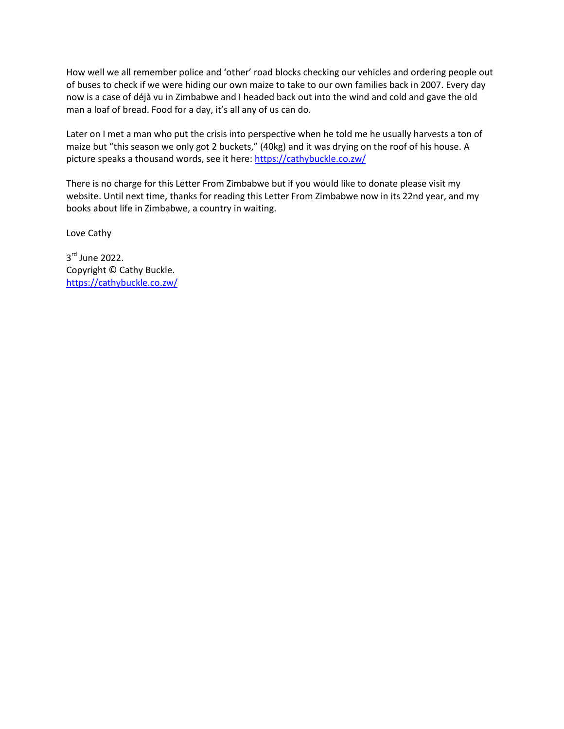How well we all remember police and 'other' road blocks checking our vehicles and ordering people out of buses to check if we were hiding our own maize to take to our own families back in 2007. Every day now is a case of déjà vu in Zimbabwe and I headed back out into the wind and cold and gave the old man a loaf of bread. Food for a day, it's all any of us can do.

Later on I met a man who put the crisis into perspective when he told me he usually harvests a ton of maize but "this season we only got 2 buckets," (40kg) and it was drying on the roof of his house. A picture speaks a thousand words, see it here: https://cathybuckle.co.zw/

There is no charge for this Letter From Zimbabwe but if you would like to donate please visit my website. Until next time, thanks for reading this Letter From Zimbabwe now in its 22nd year, and my books about life in Zimbabwe, a country in waiting.

Love Cathy

3rd June 2022.
Copyright © Cathy Buckle.
https://cathybuckle.co.zw/